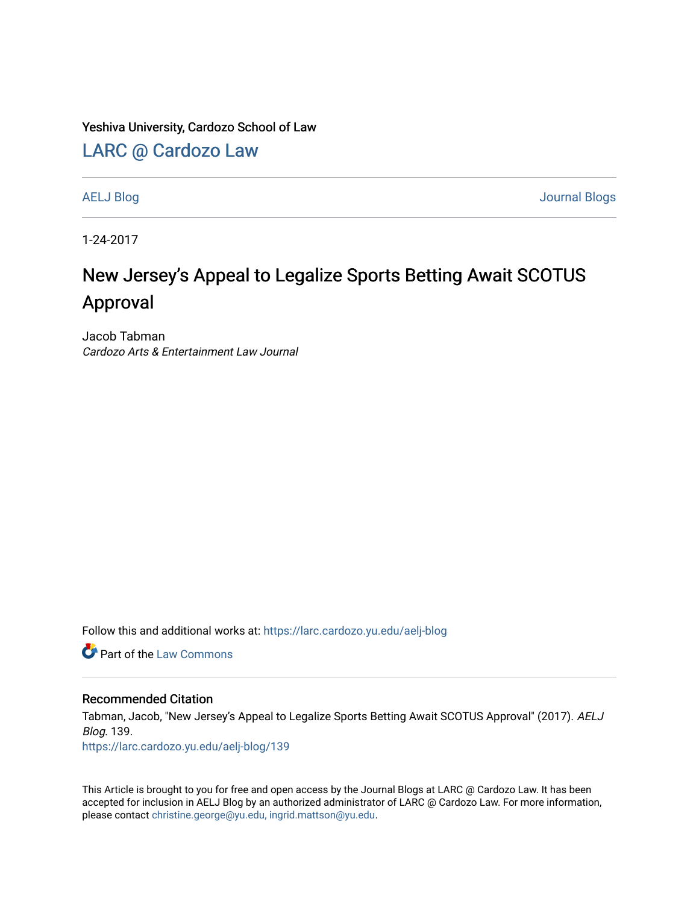Yeshiva University, Cardozo School of Law

## LARC @ Cardozo Law

AELJ Blog | Journal Blogs

1-24-2017

# New Jersey's Appeal to Legalize Sports Betting Await SCOTUS Approval

Jacob Tabman
*Cardozo Arts & Entertainment Law Journal*

Follow this and additional works at: https://larc.cardozo.yu.edu/aelj-blog

Part of the Law Commons

### Recommended Citation

Tabman, Jacob, "New Jersey's Appeal to Legalize Sports Betting Await SCOTUS Approval" (2017). *AELJ Blog*. 139.
https://larc.cardozo.yu.edu/aelj-blog/139

This Article is brought to you for free and open access by the Journal Blogs at LARC @ Cardozo Law. It has been accepted for inclusion in AELJ Blog by an authorized administrator of LARC @ Cardozo Law. For more information, please contact christine.george@yu.edu, ingrid.mattson@yu.edu.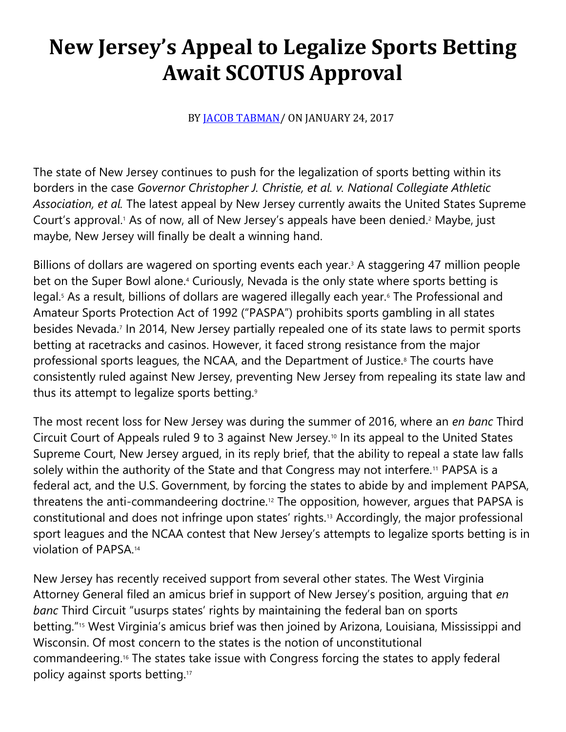# New Jersey's Appeal to Legalize Sports Betting Await SCOTUS Approval

BY [JACOB TABMAN](#)/ ON JANUARY 24, 2017

The state of New Jersey continues to push for the legalization of sports betting within its borders in the case *Governor Christopher J. Christie, et al. v. National Collegiate Athletic Association, et al.* The latest appeal by New Jersey currently awaits the United States Supreme Court's approval.[1] As of now, all of New Jersey's appeals have been denied.[2] Maybe, just maybe, New Jersey will finally be dealt a winning hand.

Billions of dollars are wagered on sporting events each year.[3] A staggering 47 million people bet on the Super Bowl alone.[4] Curiously, Nevada is the only state where sports betting is legal.[5] As a result, billions of dollars are wagered illegally each year.[6] The Professional and Amateur Sports Protection Act of 1992 ("PASPA") prohibits sports gambling in all states besides Nevada.[7] In 2014, New Jersey partially repealed one of its state laws to permit sports betting at racetracks and casinos. However, it faced strong resistance from the major professional sports leagues, the NCAA, and the Department of Justice.[8] The courts have consistently ruled against New Jersey, preventing New Jersey from repealing its state law and thus its attempt to legalize sports betting.[9]

The most recent loss for New Jersey was during the summer of 2016, where an *en banc* Third Circuit Court of Appeals ruled 9 to 3 against New Jersey.[10] In its appeal to the United States Supreme Court, New Jersey argued, in its reply brief, that the ability to repeal a state law falls solely within the authority of the State and that Congress may not interfere.[11] PAPSA is a federal act, and the U.S. Government, by forcing the states to abide by and implement PAPSA, threatens the anti-commandeering doctrine.[12] The opposition, however, argues that PAPSA is constitutional and does not infringe upon states' rights.[13] Accordingly, the major professional sport leagues and the NCAA contest that New Jersey's attempts to legalize sports betting is in violation of PAPSA.[14]

New Jersey has recently received support from several other states. The West Virginia Attorney General filed an amicus brief in support of New Jersey's position, arguing that *en banc* Third Circuit "usurps states' rights by maintaining the federal ban on sports betting."[15] West Virginia's amicus brief was then joined by Arizona, Louisiana, Mississippi and Wisconsin. Of most concern to the states is the notion of unconstitutional commandeering.[16] The states take issue with Congress forcing the states to apply federal policy against sports betting.[17]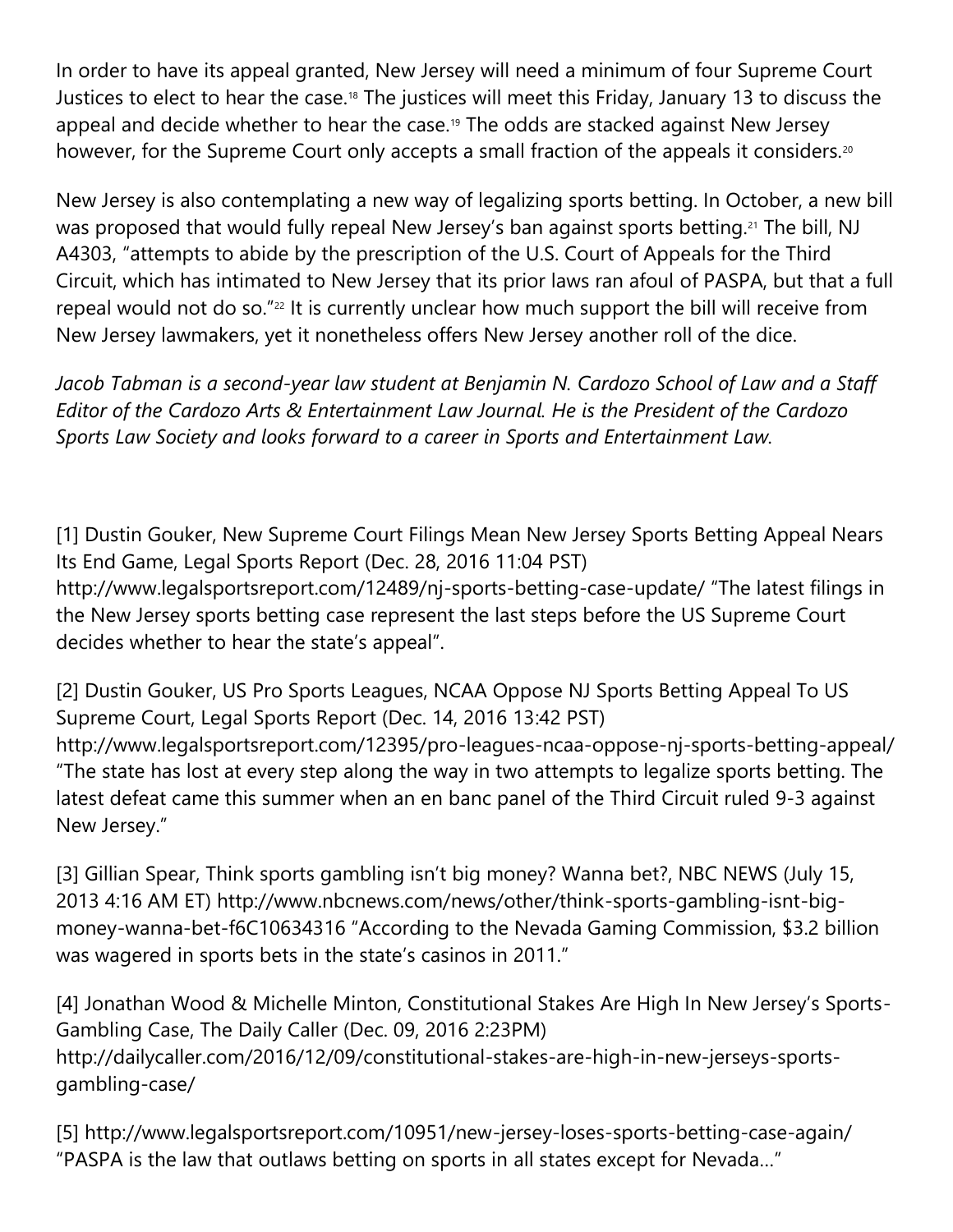In order to have its appeal granted, New Jersey will need a minimum of four Supreme Court Justices to elect to hear the case.[18] The justices will meet this Friday, January 13 to discuss the appeal and decide whether to hear the case.[19] The odds are stacked against New Jersey however, for the Supreme Court only accepts a small fraction of the appeals it considers.[20]

New Jersey is also contemplating a new way of legalizing sports betting. In October, a new bill was proposed that would fully repeal New Jersey's ban against sports betting.[21] The bill, NJ A4303, "attempts to abide by the prescription of the U.S. Court of Appeals for the Third Circuit, which has intimated to New Jersey that its prior laws ran afoul of PASPA, but that a full repeal would not do so."[22] It is currently unclear how much support the bill will receive from New Jersey lawmakers, yet it nonetheless offers New Jersey another roll of the dice.

*Jacob Tabman is a second-year law student at Benjamin N. Cardozo School of Law and a Staff Editor of the Cardozo Arts & Entertainment Law Journal. He is the President of the Cardozo Sports Law Society and looks forward to a career in Sports and Entertainment Law.*

[1] Dustin Gouker, New Supreme Court Filings Mean New Jersey Sports Betting Appeal Nears Its End Game, Legal Sports Report (Dec. 28, 2016 11:04 PST) http://www.legalsportsreport.com/12489/nj-sports-betting-case-update/ "The latest filings in the New Jersey sports betting case represent the last steps before the US Supreme Court decides whether to hear the state's appeal".

[2] Dustin Gouker, US Pro Sports Leagues, NCAA Oppose NJ Sports Betting Appeal To US Supreme Court, Legal Sports Report (Dec. 14, 2016 13:42 PST) http://www.legalsportsreport.com/12395/pro-leagues-ncaa-oppose-nj-sports-betting-appeal/ "The state has lost at every step along the way in two attempts to legalize sports betting. The latest defeat came this summer when an en banc panel of the Third Circuit ruled 9-3 against New Jersey."

[3] Gillian Spear, Think sports gambling isn't big money? Wanna bet?, NBC NEWS (July 15, 2013 4:16 AM ET) http://www.nbcnews.com/news/other/think-sports-gambling-isnt-big-money-wanna-bet-f6C10634316 "According to the Nevada Gaming Commission, $3.2 billion was wagered in sports bets in the state's casinos in 2011."

[4] Jonathan Wood & Michelle Minton, Constitutional Stakes Are High In New Jersey's Sports-Gambling Case, The Daily Caller (Dec. 09, 2016 2:23PM) http://dailycaller.com/2016/12/09/constitutional-stakes-are-high-in-new-jerseys-sports-gambling-case/

[5] http://www.legalsportsreport.com/10951/new-jersey-loses-sports-betting-case-again/ "PASPA is the law that outlaws betting on sports in all states except for Nevada…"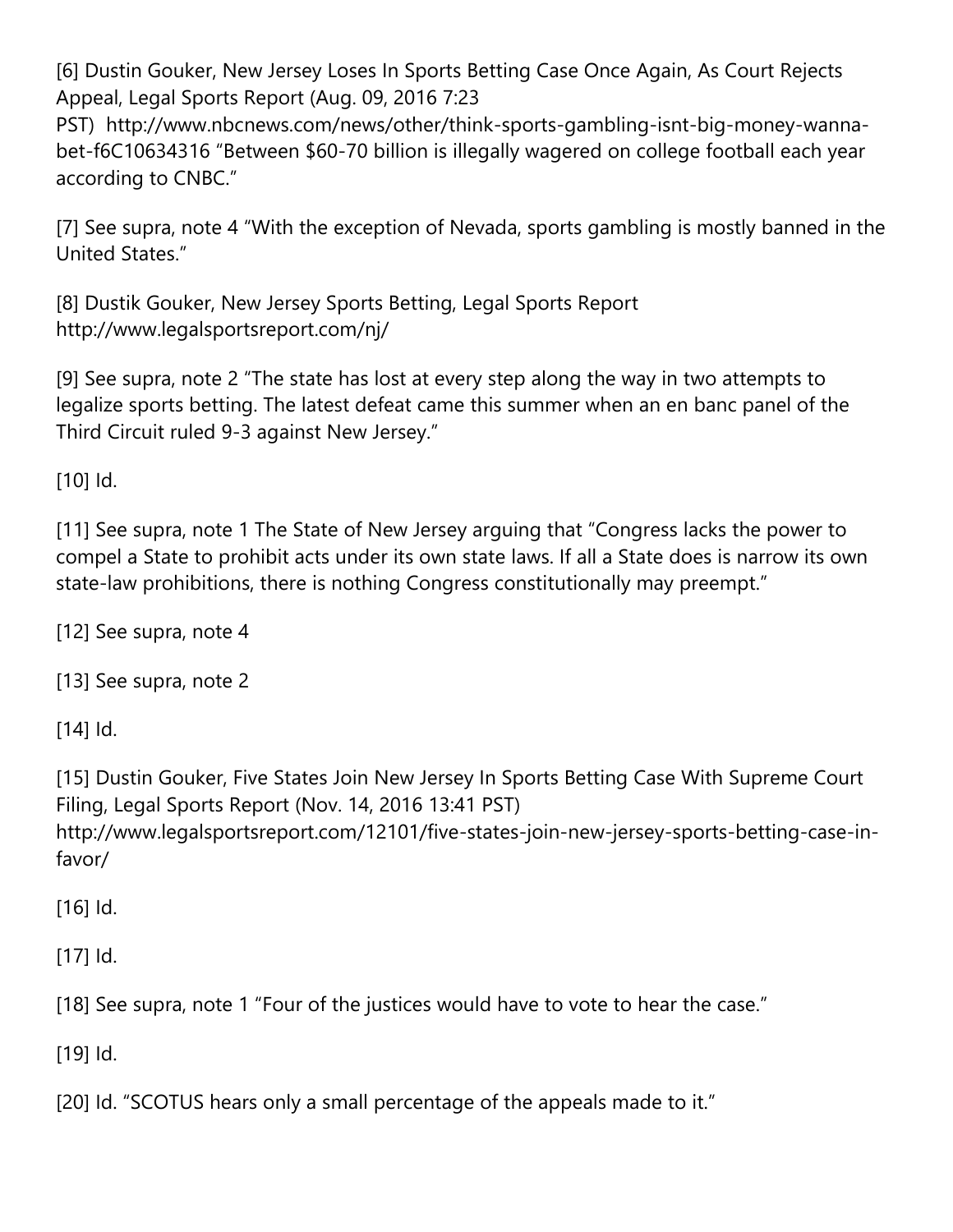[6] Dustin Gouker, New Jersey Loses In Sports Betting Case Once Again, As Court Rejects Appeal, Legal Sports Report (Aug. 09, 2016 7:23 PST) http://www.nbcnews.com/news/other/think-sports-gambling-isnt-big-money-wanna-bet-f6C10634316 "Between $60-70 billion is illegally wagered on college football each year according to CNBC."

[7] See supra, note 4 "With the exception of Nevada, sports gambling is mostly banned in the United States."

[8] Dustik Gouker, New Jersey Sports Betting, Legal Sports Report http://www.legalsportsreport.com/nj/

[9] See supra, note 2 "The state has lost at every step along the way in two attempts to legalize sports betting. The latest defeat came this summer when an en banc panel of the Third Circuit ruled 9-3 against New Jersey."

[10] Id.

[11] See supra, note 1 The State of New Jersey arguing that "Congress lacks the power to compel a State to prohibit acts under its own state laws. If all a State does is narrow its own state-law prohibitions, there is nothing Congress constitutionally may preempt."

[12] See supra, note 4

[13] See supra, note 2

[14] Id.

[15] Dustin Gouker, Five States Join New Jersey In Sports Betting Case With Supreme Court Filing, Legal Sports Report (Nov. 14, 2016 13:41 PST) http://www.legalsportsreport.com/12101/five-states-join-new-jersey-sports-betting-case-in-favor/

[16] Id.

[17] Id.

[18] See supra, note 1 "Four of the justices would have to vote to hear the case."

[19] Id.

[20] Id. "SCOTUS hears only a small percentage of the appeals made to it."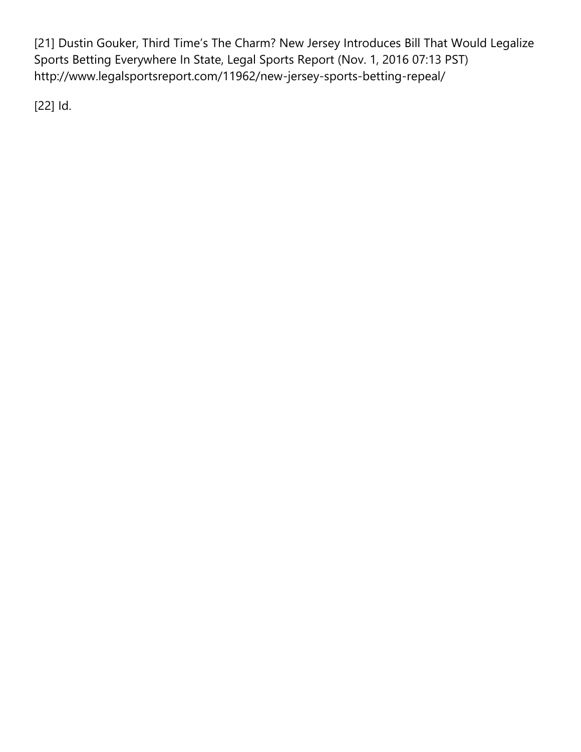[21] Dustin Gouker, Third Time's The Charm? New Jersey Introduces Bill That Would Legalize Sports Betting Everywhere In State, Legal Sports Report (Nov. 1, 2016 07:13 PST) http://www.legalsportsreport.com/11962/new-jersey-sports-betting-repeal/

[22] Id.